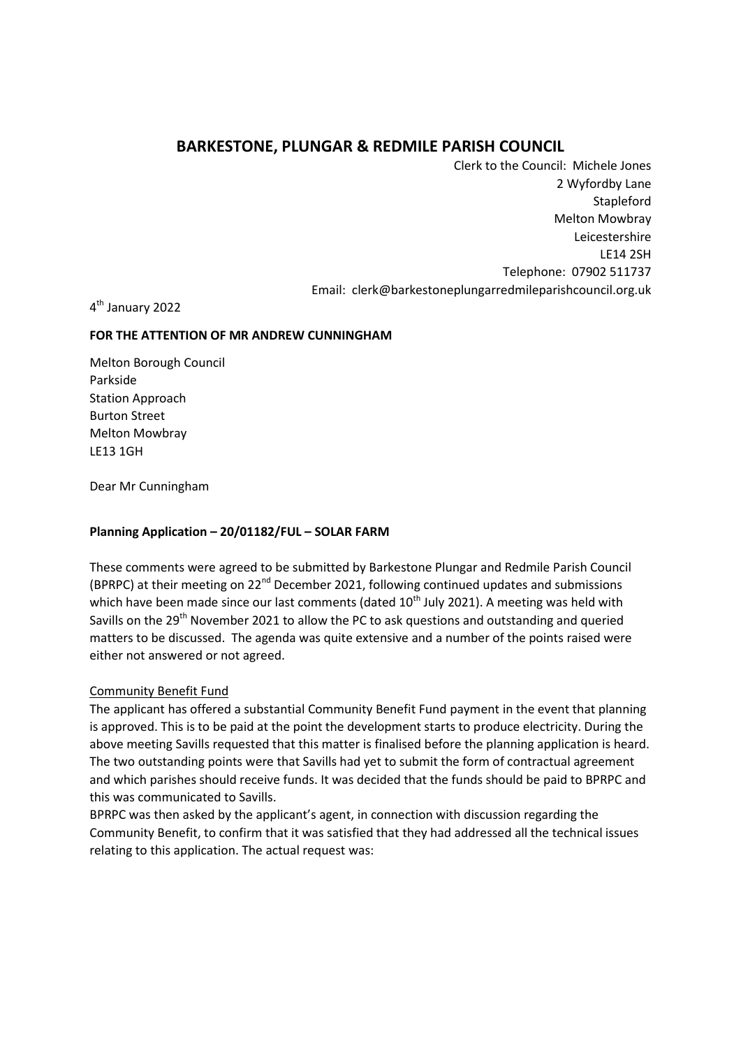# BARKESTONE, PLUNGAR & REDMILE PARISH COUNCIL

Clerk to the Council: Michele Jones
2 Wyfordby Lane
Stapleford
Melton Mowbray
Leicestershire
LE14 2SH
Telephone: 07902 511737
Email: clerk@barkestoneplungarredmileparishcouncil.org.uk

4th January 2022

**FOR THE ATTENTION OF MR ANDREW CUNNINGHAM**

Melton Borough Council
Parkside
Station Approach
Burton Street
Melton Mowbray
LE13 1GH

Dear Mr Cunningham

**Planning Application – 20/01182/FUL – SOLAR FARM**

These comments were agreed to be submitted by Barkestone Plungar and Redmile Parish Council (BPRPC) at their meeting on 22nd December 2021, following continued updates and submissions which have been made since our last comments (dated 10th July 2021). A meeting was held with Savills on the 29th November 2021 to allow the PC to ask questions and outstanding and queried matters to be discussed. The agenda was quite extensive and a number of the points raised were either not answered or not agreed.

Community Benefit Fund

The applicant has offered a substantial Community Benefit Fund payment in the event that planning is approved. This is to be paid at the point the development starts to produce electricity. During the above meeting Savills requested that this matter is finalised before the planning application is heard. The two outstanding points were that Savills had yet to submit the form of contractual agreement and which parishes should receive funds. It was decided that the funds should be paid to BPRPC and this was communicated to Savills.

BPRPC was then asked by the applicant's agent, in connection with discussion regarding the Community Benefit, to confirm that it was satisfied that they had addressed all the technical issues relating to this application. The actual request was: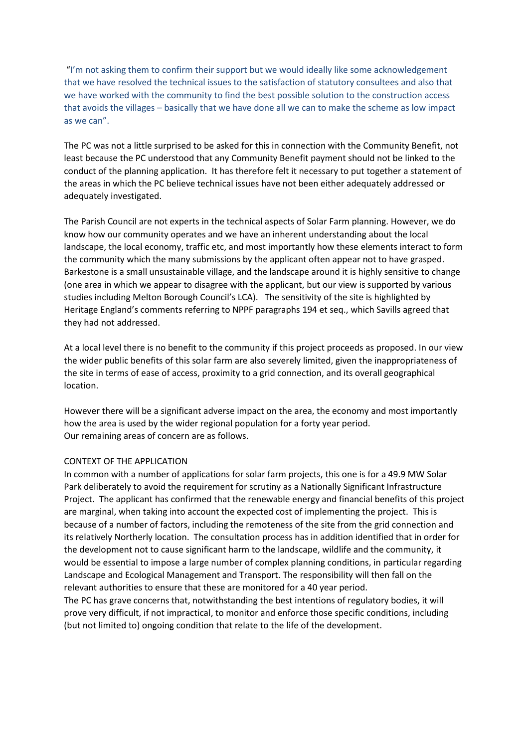"I'm not asking them to confirm their support but we would ideally like some acknowledgement that we have resolved the technical issues to the satisfaction of statutory consultees and also that we have worked with the community to find the best possible solution to the construction access that avoids the villages – basically that we have done all we can to make the scheme as low impact as we can".

The PC was not a little surprised to be asked for this in connection with the Community Benefit, not least because the PC understood that any Community Benefit payment should not be linked to the conduct of the planning application. It has therefore felt it necessary to put together a statement of the areas in which the PC believe technical issues have not been either adequately addressed or adequately investigated.

The Parish Council are not experts in the technical aspects of Solar Farm planning. However, we do know how our community operates and we have an inherent understanding about the local landscape, the local economy, traffic etc, and most importantly how these elements interact to form the community which the many submissions by the applicant often appear not to have grasped. Barkestone is a small unsustainable village, and the landscape around it is highly sensitive to change (one area in which we appear to disagree with the applicant, but our view is supported by various studies including Melton Borough Council's LCA). The sensitivity of the site is highlighted by Heritage England's comments referring to NPPF paragraphs 194 et seq., which Savills agreed that they had not addressed.

At a local level there is no benefit to the community if this project proceeds as proposed. In our view the wider public benefits of this solar farm are also severely limited, given the inappropriateness of the site in terms of ease of access, proximity to a grid connection, and its overall geographical location.

However there will be a significant adverse impact on the area, the economy and most importantly how the area is used by the wider regional population for a forty year period.
Our remaining areas of concern are as follows.

CONTEXT OF THE APPLICATION
In common with a number of applications for solar farm projects, this one is for a 49.9 MW Solar Park deliberately to avoid the requirement for scrutiny as a Nationally Significant Infrastructure Project. The applicant has confirmed that the renewable energy and financial benefits of this project are marginal, when taking into account the expected cost of implementing the project. This is because of a number of factors, including the remoteness of the site from the grid connection and its relatively Northerly location. The consultation process has in addition identified that in order for the development not to cause significant harm to the landscape, wildlife and the community, it would be essential to impose a large number of complex planning conditions, in particular regarding Landscape and Ecological Management and Transport. The responsibility will then fall on the relevant authorities to ensure that these are monitored for a 40 year period.
The PC has grave concerns that, notwithstanding the best intentions of regulatory bodies, it will prove very difficult, if not impractical, to monitor and enforce those specific conditions, including (but not limited to) ongoing condition that relate to the life of the development.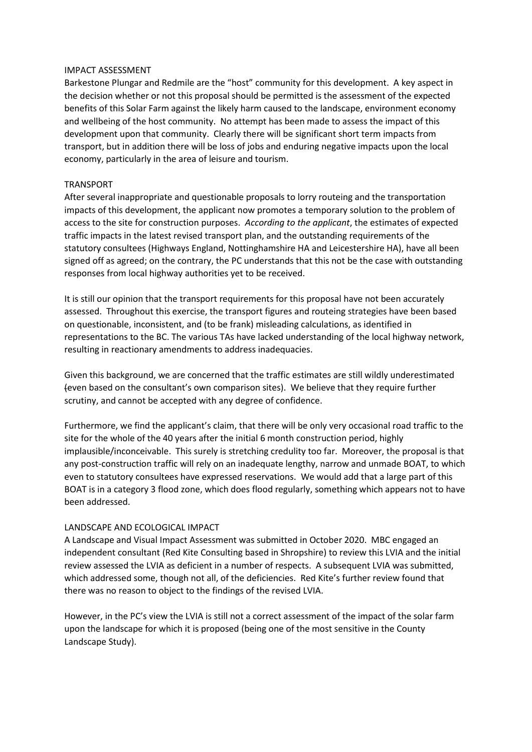## IMPACT ASSESSMENT

Barkestone Plungar and Redmile are the "host" community for this development. A key aspect in the decision whether or not this proposal should be permitted is the assessment of the expected benefits of this Solar Farm against the likely harm caused to the landscape, environment economy and wellbeing of the host community. No attempt has been made to assess the impact of this development upon that community. Clearly there will be significant short term impacts from transport, but in addition there will be loss of jobs and enduring negative impacts upon the local economy, particularly in the area of leisure and tourism.

## TRANSPORT

After several inappropriate and questionable proposals to lorry routeing and the transportation impacts of this development, the applicant now promotes a temporary solution to the problem of access to the site for construction purposes. *According to the applicant*, the estimates of expected traffic impacts in the latest revised transport plan, and the outstanding requirements of the statutory consultees (Highways England, Nottinghamshire HA and Leicestershire HA), have all been signed off as agreed; on the contrary, the PC understands that this not be the case with outstanding responses from local highway authorities yet to be received.

It is still our opinion that the transport requirements for this proposal have not been accurately assessed. Throughout this exercise, the transport figures and routeing strategies have been based on questionable, inconsistent, and (to be frank) misleading calculations, as identified in representations to the BC. The various TAs have lacked understanding of the local highway network, resulting in reactionary amendments to address inadequacies.

Given this background, we are concerned that the traffic estimates are still wildly underestimated (even based on the consultant's own comparison sites). We believe that they require further scrutiny, and cannot be accepted with any degree of confidence.

Furthermore, we find the applicant's claim, that there will be only very occasional road traffic to the site for the whole of the 40 years after the initial 6 month construction period, highly implausible/inconceivable. This surely is stretching credulity too far. Moreover, the proposal is that any post-construction traffic will rely on an inadequate lengthy, narrow and unmade BOAT, to which even to statutory consultees have expressed reservations. We would add that a large part of this BOAT is in a category 3 flood zone, which does flood regularly, something which appears not to have been addressed.

## LANDSCAPE AND ECOLOGICAL IMPACT

A Landscape and Visual Impact Assessment was submitted in October 2020. MBC engaged an independent consultant (Red Kite Consulting based in Shropshire) to review this LVIA and the initial review assessed the LVIA as deficient in a number of respects. A subsequent LVIA was submitted, which addressed some, though not all, of the deficiencies. Red Kite's further review found that there was no reason to object to the findings of the revised LVIA.

However, in the PC's view the LVIA is still not a correct assessment of the impact of the solar farm upon the landscape for which it is proposed (being one of the most sensitive in the County Landscape Study).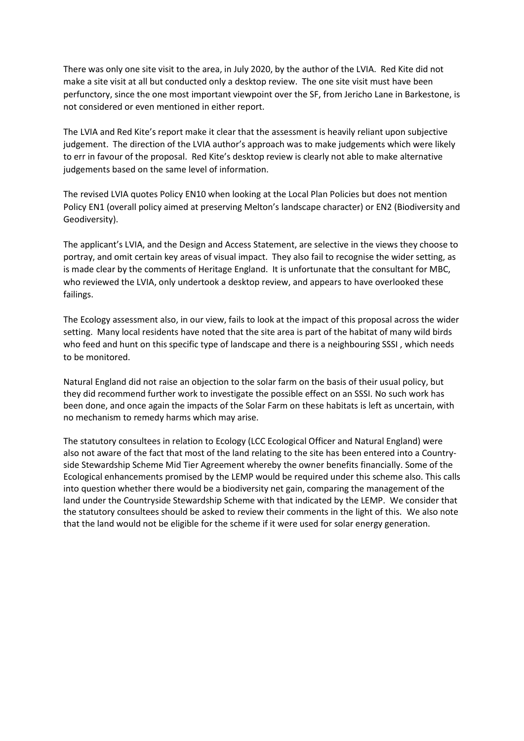There was only one site visit to the area, in July 2020, by the author of the LVIA. Red Kite did not make a site visit at all but conducted only a desktop review. The one site visit must have been perfunctory, since the one most important viewpoint over the SF, from Jericho Lane in Barkestone, is not considered or even mentioned in either report.

The LVIA and Red Kite's report make it clear that the assessment is heavily reliant upon subjective judgement. The direction of the LVIA author's approach was to make judgements which were likely to err in favour of the proposal. Red Kite's desktop review is clearly not able to make alternative judgements based on the same level of information.

The revised LVIA quotes Policy EN10 when looking at the Local Plan Policies but does not mention Policy EN1 (overall policy aimed at preserving Melton's landscape character) or EN2 (Biodiversity and Geodiversity).

The applicant's LVIA, and the Design and Access Statement, are selective in the views they choose to portray, and omit certain key areas of visual impact. They also fail to recognise the wider setting, as is made clear by the comments of Heritage England. It is unfortunate that the consultant for MBC, who reviewed the LVIA, only undertook a desktop review, and appears to have overlooked these failings.

The Ecology assessment also, in our view, fails to look at the impact of this proposal across the wider setting. Many local residents have noted that the site area is part of the habitat of many wild birds who feed and hunt on this specific type of landscape and there is a neighbouring SSSI , which needs to be monitored.

Natural England did not raise an objection to the solar farm on the basis of their usual policy, but they did recommend further work to investigate the possible effect on an SSSI. No such work has been done, and once again the impacts of the Solar Farm on these habitats is left as uncertain, with no mechanism to remedy harms which may arise.

The statutory consultees in relation to Ecology (LCC Ecological Officer and Natural England) were also not aware of the fact that most of the land relating to the site has been entered into a Country-side Stewardship Scheme Mid Tier Agreement whereby the owner benefits financially. Some of the Ecological enhancements promised by the LEMP would be required under this scheme also. This calls into question whether there would be a biodiversity net gain, comparing the management of the land under the Countryside Stewardship Scheme with that indicated by the LEMP. We consider that the statutory consultees should be asked to review their comments in the light of this. We also note that the land would not be eligible for the scheme if it were used for solar energy generation.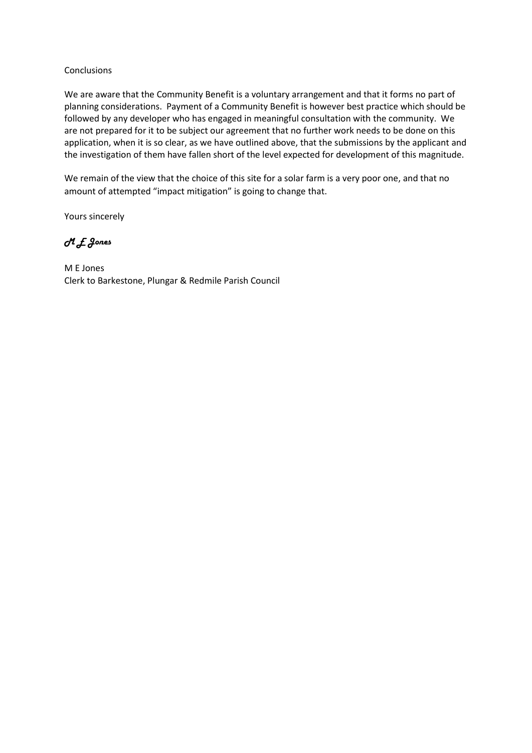Conclusions

We are aware that the Community Benefit is a voluntary arrangement and that it forms no part of planning considerations. Payment of a Community Benefit is however best practice which should be followed by any developer who has engaged in meaningful consultation with the community. We are not prepared for it to be subject our agreement that no further work needs to be done on this application, when it is so clear, as we have outlined above, that the submissions by the applicant and the investigation of them have fallen short of the level expected for development of this magnitude.

We remain of the view that the choice of this site for a solar farm is a very poor one, and that no amount of attempted "impact mitigation" is going to change that.

Yours sincerely

*M E Jones*

M E Jones
Clerk to Barkestone, Plungar & Redmile Parish Council